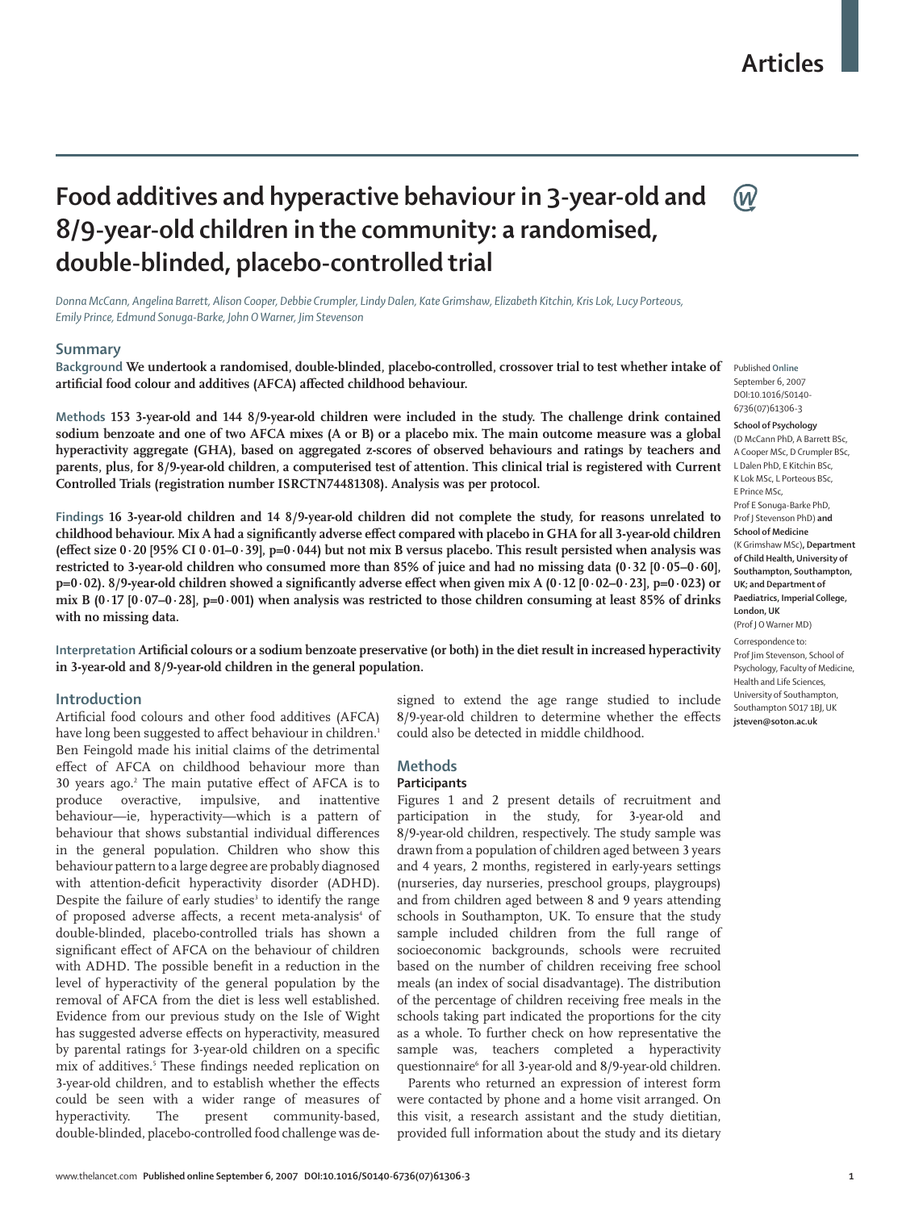# Food additives and hyperactive behaviour in 3-year-old and 8/9-year-old children in the community: a randomised, double-blinded, placebo-controlled trial

*Donna McCann, Angelina Barrett, Alison Cooper, Debbie Crumpler, Lindy Dalen, Kate Grimshaw, Elizabeth Kitchin, Kris Lok, Lucy Porteous, Emily Prince, Edmund Sonuga-Barke, John O Warner, Jim Stevenson*

## Summary

**Background** **We undertook a randomised, double-blinded, placebo-controlled, crossover trial to test whether intake of artificial food colour and additives (AFCA) affected childhood behaviour.**

**Methods** **153 3-year-old and 144 8/9-year-old children were included in the study. The challenge drink contained sodium benzoate and one of two AFCA mixes (A or B) or a placebo mix. The main outcome measure was a global hyperactivity aggregate (GHA), based on aggregated z-scores of observed behaviours and ratings by teachers and parents, plus, for 8/9-year-old children, a computerised test of attention. This clinical trial is registered with Current Controlled Trials (registration number ISRCTN74481308). Analysis was per protocol.**

**Findings** **16 3-year-old children and 14 8/9-year-old children did not complete the study, for reasons unrelated to childhood behaviour. Mix A had a significantly adverse effect compared with placebo in GHA for all 3-year-old children (effect size 0·20 [95% CI 0·01–0·39], p=0·044) but not mix B versus placebo. This result persisted when analysis was restricted to 3-year-old children who consumed more than 85% of juice and had no missing data (0·32 [0·05–0·60], p=0·02). 8/9-year-old children showed a significantly adverse effect when given mix A (0·12 [0·02–0·23], p=0·023) or mix B (0·17 [0·07–0·28], p=0·001) when analysis was restricted to those children consuming at least 85% of drinks with no missing data.**

**Interpretation** **Artificial colours or a sodium benzoate preservative (or both) in the diet result in increased hyperactivity in 3-year-old and 8/9-year-old children in the general population.**

Published **Online** September 6, 2007 DOI:10.1016/S0140-6736(07)61306-3

**School of Psychology** (D McCann PhD, A Barrett BSc, A Cooper MSc, D Crumpler BSc, L Dalen PhD, E Kitchin BSc, K Lok MSc, L Porteous BSc, E Prince MSc, Prof E Sonuga-Barke PhD, Prof J Stevenson PhD) **and School of Medicine** (K Grimshaw MSc)**, Department of Child Health, University of Southampton, Southampton, UK; and Department of Paediatrics, Imperial College, London, UK** (Prof J O Warner MD)

Correspondence to: Prof Jim Stevenson, School of Psychology, Faculty of Medicine, Health and Life Sciences, University of Southampton, Southampton SO17 1BJ, UK **jsteven@soton.ac.uk**

## Introduction

Artificial food colours and other food additives (AFCA) have long been suggested to affect behaviour in children.[1] Ben Feingold made his initial claims of the detrimental effect of AFCA on childhood behaviour more than 30 years ago.[2] The main putative effect of AFCA is to produce overactive, impulsive, and inattentive behaviour—ie, hyperactivity—which is a pattern of behaviour that shows substantial individual differences in the general population. Children who show this behaviour pattern to a large degree are probably diagnosed with attention-deficit hyperactivity disorder (ADHD). Despite the failure of early studies[3] to identify the range of proposed adverse affects, a recent meta-analysis[4] of double-blinded, placebo-controlled trials has shown a significant effect of AFCA on the behaviour of children with ADHD. The possible benefit in a reduction in the level of hyperactivity of the general population by the removal of AFCA from the diet is less well established. Evidence from our previous study on the Isle of Wight has suggested adverse effects on hyperactivity, measured by parental ratings for 3-year-old children on a specific mix of additives.[5] These findings needed replication on 3-year-old children, and to establish whether the effects could be seen with a wider range of measures of hyperactivity. The present community-based, double-blinded, placebo-controlled food challenge was designed to extend the age range studied to include 8/9-year-old children to determine whether the effects could also be detected in middle childhood.

## Methods

### Participants

Figures 1 and 2 present details of recruitment and participation in the study, for 3-year-old and 8/9-year-old children, respectively. The study sample was drawn from a population of children aged between 3 years and 4 years, 2 months, registered in early-years settings (nurseries, day nurseries, preschool groups, playgroups) and from children aged between 8 and 9 years attending schools in Southampton, UK. To ensure that the study sample included children from the full range of socioeconomic backgrounds, schools were recruited based on the number of children receiving free school meals (an index of social disadvantage). The distribution of the percentage of children receiving free meals in the schools taking part indicated the proportions for the city as a whole. To further check on how representative the sample was, teachers completed a hyperactivity questionnaire[6] for all 3-year-old and 8/9-year-old children.

Parents who returned an expression of interest form were contacted by phone and a home visit arranged. On this visit, a research assistant and the study dietitian, provided full information about the study and its dietary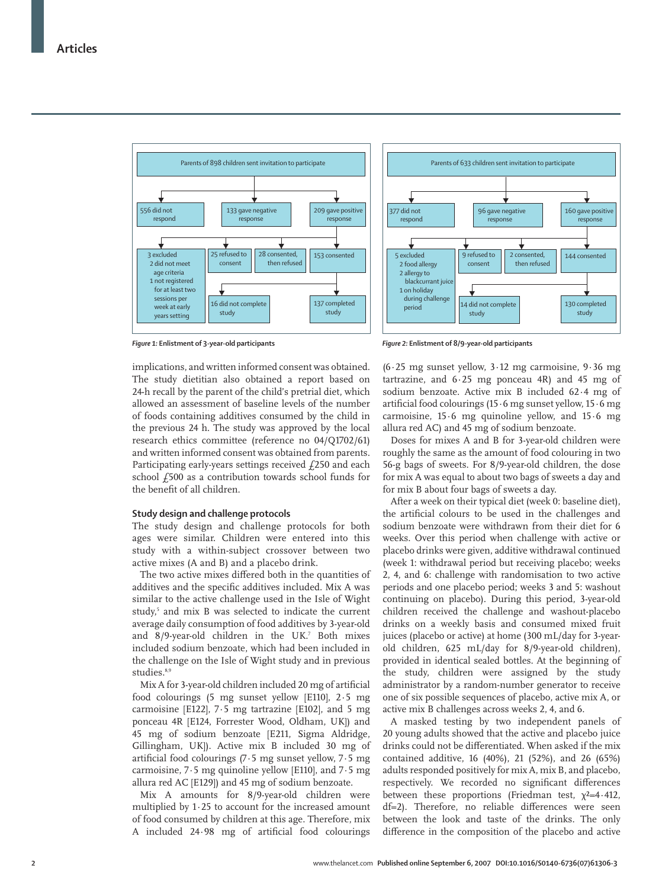Parents of 898 children sent invitation to participate

- 556 did not respond
- 133 gave negative response
- 209 gave positive response
  - 3 excluded
    - 2 did not meet age criteria
    - 1 not registered for at least two sessions per week at early years setting
  - 25 refused to consent
  - 28 consented, then refused
  - 153 consented
    - 16 did not complete study
    - 137 completed study

*Figure 1:* **Enlistment of 3-year-old participants**

Parents of 633 children sent invitation to participate

- 377 did not respond
- 96 gave negative response
- 160 gave positive response
  - 5 excluded
    - 2 food allergy
    - 2 allergy to blackcurrant juice
    - 1 on holiday during challenge period
  - 9 refused to consent
  - 2 consented, then refused
  - 144 consented
    - 14 did not complete study
    - 130 completed study

*Figure 2:* **Enlistment of 8/9-year-old participants**

implications, and written informed consent was obtained. The study dietitian also obtained a report based on 24-h recall by the parent of the child's pretrial diet, which allowed an assessment of baseline levels of the number of foods containing additives consumed by the child in the previous 24 h. The study was approved by the local research ethics committee (reference no 04/Q1702/61) and written informed consent was obtained from parents. Participating early-years settings received £250 and each school £500 as a contribution towards school funds for the benefit of all children.

### Study design and challenge protocols

The study design and challenge protocols for both ages were similar. Children were entered into this study with a within-subject crossover between two active mixes (A and B) and a placebo drink.

The two active mixes differed both in the quantities of additives and the specific additives included. Mix A was similar to the active challenge used in the Isle of Wight study,[5] and mix B was selected to indicate the current average daily consumption of food additives by 3-year-old and 8/9-year-old children in the UK.[7] Both mixes included sodium benzoate, which had been included in the challenge on the Isle of Wight study and in previous studies.[8,9]

Mix A for 3-year-old children included 20 mg of artificial food colourings (5 mg sunset yellow [E110], 2·5 mg carmoisine [E122], 7·5 mg tartrazine [E102], and 5 mg ponceau 4R [E124, Forrester Wood, Oldham, UK]) and 45 mg of sodium benzoate [E211, Sigma Aldridge, Gillingham, UK]). Active mix B included 30 mg of artificial food colourings (7·5 mg sunset yellow, 7·5 mg carmoisine, 7·5 mg quinoline yellow [E110], and 7·5 mg allura red AC [E129]) and 45 mg of sodium benzoate.

Mix A amounts for 8/9-year-old children were multiplied by 1·25 to account for the increased amount of food consumed by children at this age. Therefore, mix A included 24·98 mg of artificial food colourings (6·25 mg sunset yellow, 3·12 mg carmoisine, 9·36 mg tartrazine, and 6·25 mg ponceau 4R) and 45 mg of sodium benzoate. Active mix B included 62·4 mg of artificial food colourings (15·6 mg sunset yellow, 15·6 mg carmoisine, 15·6 mg quinoline yellow, and 15·6 mg allura red AC) and 45 mg of sodium benzoate.

Doses for mixes A and B for 3-year-old children were roughly the same as the amount of food colouring in two 56-g bags of sweets. For 8/9-year-old children, the dose for mix A was equal to about two bags of sweets a day and for mix B about four bags of sweets a day.

After a week on their typical diet (week 0: baseline diet), the artificial colours to be used in the challenges and sodium benzoate were withdrawn from their diet for 6 weeks. Over this period when challenge with active or placebo drinks were given, additive withdrawal continued (week 1: withdrawal period but receiving placebo; weeks 2, 4, and 6: challenge with randomisation to two active periods and one placebo period; weeks 3 and 5: washout continuing on placebo). During this period, 3-year-old children received the challenge and washout-placebo drinks on a weekly basis and consumed mixed fruit juices (placebo or active) at home (300 mL/day for 3-year-old children, 625 mL/day for 8/9-year-old children), provided in identical sealed bottles. At the beginning of the study, children were assigned by the study administrator by a random-number generator to receive one of six possible sequences of placebo, active mix A, or active mix B challenges across weeks 2, 4, and 6.

A masked testing by two independent panels of 20 young adults showed that the active and placebo juice drinks could not be differentiated. When asked if the mix contained additive, 16 (40%), 21 (52%), and 26 (65%) adults responded positively for mix A, mix B, and placebo, respectively. We recorded no significant differences between these proportions (Friedman test, $\chi^2$=4·412, df=2). Therefore, no reliable differences were seen between the look and taste of the drinks. The only difference in the composition of the placebo and active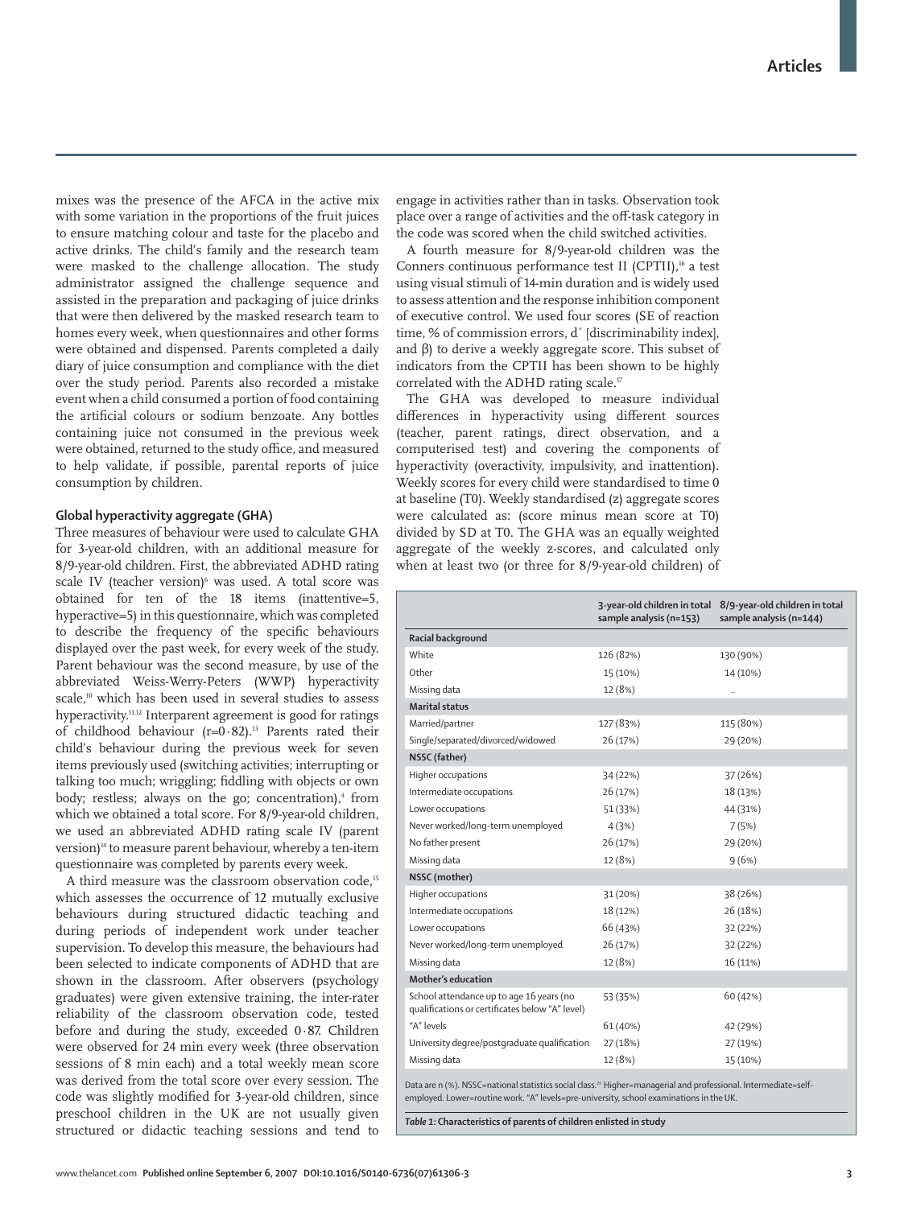mixes was the presence of the AFCA in the active mix with some variation in the proportions of the fruit juices to ensure matching colour and taste for the placebo and active drinks. The child's family and the research team were masked to the challenge allocation. The study administrator assigned the challenge sequence and assisted in the preparation and packaging of juice drinks that were then delivered by the masked research team to homes every week, when questionnaires and other forms were obtained and dispensed. Parents completed a daily diary of juice consumption and compliance with the diet over the study period. Parents also recorded a mistake event when a child consumed a portion of food containing the artificial colours or sodium benzoate. Any bottles containing juice not consumed in the previous week were obtained, returned to the study office, and measured to help validate, if possible, parental reports of juice consumption by children.

### Global hyperactivity aggregate (GHA)

Three measures of behaviour were used to calculate GHA for 3-year-old children, with an additional measure for 8/9-year-old children. First, the abbreviated ADHD rating scale IV (teacher version)[6] was used. A total score was obtained for ten of the 18 items (inattentive=5, hyperactive=5) in this questionnaire, which was completed to describe the frequency of the specific behaviours displayed over the past week, for every week of the study. Parent behaviour was the second measure, by use of the abbreviated Weiss-Werry-Peters (WWP) hyperactivity scale,[10] which has been used in several studies to assess hyperactivity.[11,12] Interparent agreement is good for ratings of childhood behaviour (r=0·82).[13] Parents rated their child's behaviour during the previous week for seven items previously used (switching activities; interrupting or talking too much; wriggling; fiddling with objects or own body; restless; always on the go; concentration),[4] from which we obtained a total score. For 8/9-year-old children, we used an abbreviated ADHD rating scale IV (parent version)[14] to measure parent behaviour, whereby a ten-item questionnaire was completed by parents every week.

A third measure was the classroom observation code,[15] which assesses the occurrence of 12 mutually exclusive behaviours during structured didactic teaching and during periods of independent work under teacher supervision. To develop this measure, the behaviours had been selected to indicate components of ADHD that are shown in the classroom. After observers (psychology graduates) were given extensive training, the inter-rater reliability of the classroom observation code, tested before and during the study, exceeded 0·87. Children were observed for 24 min every week (three observation sessions of 8 min each) and a total weekly mean score was derived from the total score over every session. The code was slightly modified for 3-year-old children, since preschool children in the UK are not usually given structured or didactic teaching sessions and tend to engage in activities rather than in tasks. Observation took place over a range of activities and the off-task category in the code was scored when the child switched activities.

A fourth measure for 8/9-year-old children was the Conners continuous performance test II (CPTII),[16] a test using visual stimuli of 14-min duration and is widely used to assess attention and the response inhibition component of executive control. We used four scores (SE of reaction time, % of commission errors, d′ [discriminability index], and β) to derive a weekly aggregate score. This subset of indicators from the CPTII has been shown to be highly correlated with the ADHD rating scale.[17]

The GHA was developed to measure individual differences in hyperactivity using different sources (teacher, parent ratings, direct observation, and a computerised test) and covering the components of hyperactivity (overactivity, impulsivity, and inattention). Weekly scores for every child were standardised to time 0 at baseline (T0). Weekly standardised (z) aggregate scores were calculated as: (score minus mean score at T0) divided by SD at T0. The GHA was an equally weighted aggregate of the weekly z-scores, and calculated only when at least two (or three for 8/9-year-old children) of

| | 3-year-old children in total sample analysis (n=153) | 8/9-year-old children in total sample analysis (n=144) |
|---|---|---|
| **Racial background** | | |
| White | 126 (82%) | 130 (90%) |
| Other | 15 (10%) | 14 (10%) |
| Missing data | 12 (8%) | .. |
| **Marital status** | | |
| Married/partner | 127 (83%) | 115 (80%) |
| Single/separated/divorced/widowed | 26 (17%) | 29 (20%) |
| **NSSC (father)** | | |
| Higher occupations | 34 (22%) | 37 (26%) |
| Intermediate occupations | 26 (17%) | 18 (13%) |
| Lower occupations | 51 (33%) | 44 (31%) |
| Never worked/long-term unemployed | 4 (3%) | 7 (5%) |
| No father present | 26 (17%) | 29 (20%) |
| Missing data | 12 (8%) | 9 (6%) |
| **NSSC (mother)** | | |
| Higher occupations | 31 (20%) | 38 (26%) |
| Intermediate occupations | 18 (12%) | 26 (18%) |
| Lower occupations | 66 (43%) | 32 (22%) |
| Never worked/long-term unemployed | 26 (17%) | 32 (22%) |
| Missing data | 12 (8%) | 16 (11%) |
| **Mother's education** | | |
| School attendance up to age 16 years (no qualifications or certificates below "A" level) | 53 (35%) | 60 (42%) |
| "A" levels | 61 (40%) | 42 (29%) |
| University degree/postgraduate qualification | 27 (18%) | 27 (19%) |
| Missing data | 12 (8%) | 15 (10%) |

Data are n (%). NSSC=national statistics social class.[20] Higher=managerial and professional. Intermediate=self-employed. Lower=routine work. "A" levels=pre-university, school examinations in the UK.

*Table 1:* **Characteristics of parents of children enlisted in study**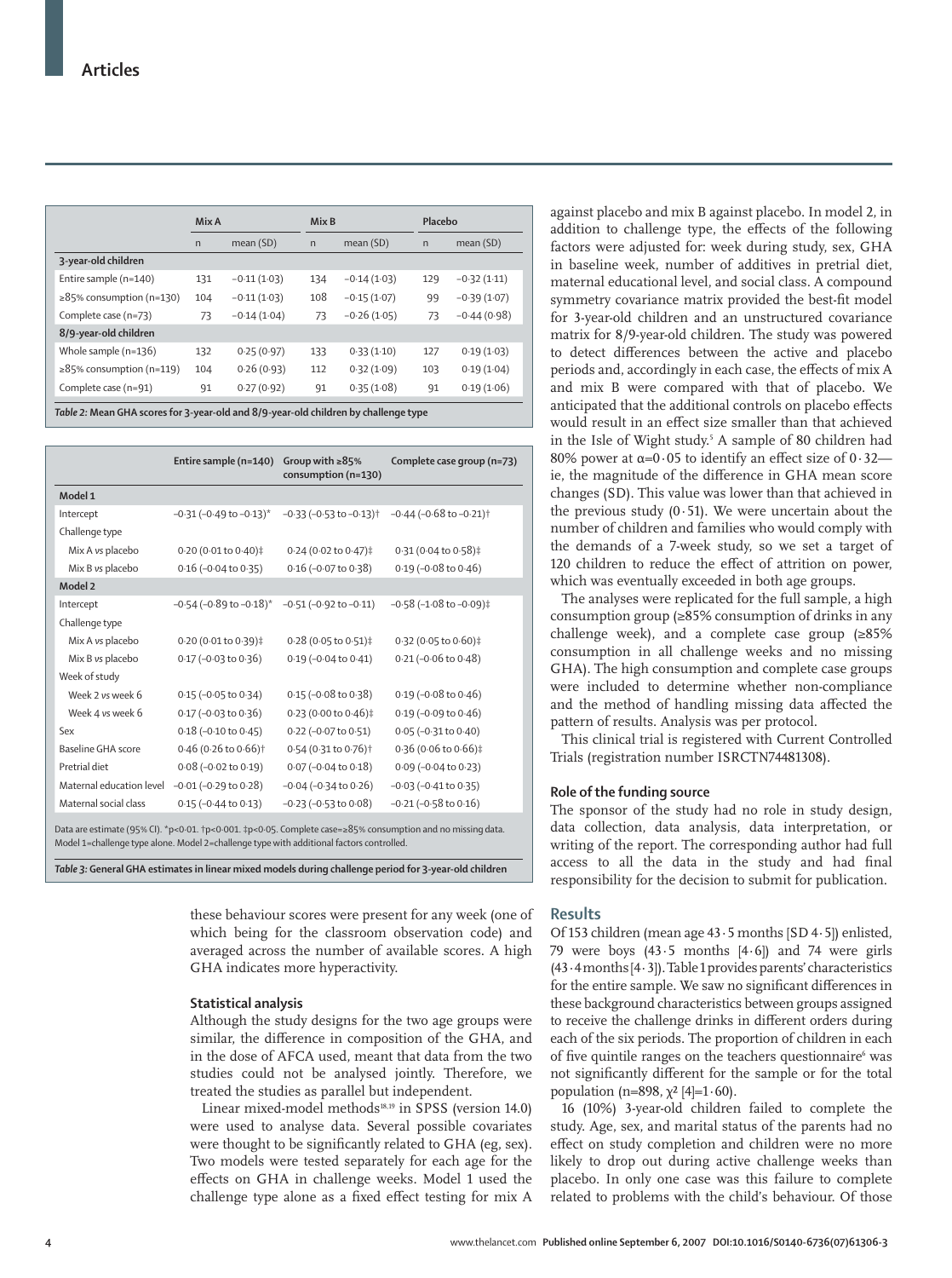| | Mix A | | Mix B | | Placebo | |
|---|---|---|---|---|---|---|
| | n | mean (SD) | n | mean (SD) | n | mean (SD) |
| **3-year-old children** | | | | | | |
| Entire sample (n=140) | 131 | −0·11 (1·03) | 134 | −0·14 (1·03) | 129 | −0·32 (1·11) |
| ≥85% consumption (n=130) | 104 | −0·11 (1·03) | 108 | −0·15 (1·07) | 99 | −0·39 (1·07) |
| Complete case (n=73) | 73 | −0·14 (1·04) | 73 | −0·26 (1·05) | 73 | −0·44 (0·98) |
| **8/9-year-old children** | | | | | | |
| Whole sample (n=136) | 132 | 0·25 (0·97) | 133 | 0·33 (1·10) | 127 | 0·19 (1·03) |
| ≥85% consumption (n=119) | 104 | 0·26 (0·93) | 112 | 0·32 (1·09) | 103 | 0·19 (1·04) |
| Complete case (n=91) | 91 | 0·27 (0·92) | 91 | 0·35 (1·08) | 91 | 0·19 (1·06) |

*Table 2:* **Mean GHA scores for 3-year-old and 8/9-year-old children by challenge type**

| | Entire sample (n=140) | Group with ≥85% consumption (n=130) | Complete case group (n=73) |
|---|---|---|---|
| **Model 1** | | | |
| Intercept | −0·31 (−0·49 to −0·13)* | −0·33 (−0·53 to −0·13)† | −0·44 (−0·68 to −0·21)† |
| Challenge type | | | |
| Mix A *vs* placebo | 0·20 (0·01 to 0·40)‡ | 0·24 (0·02 to 0·47)‡ | 0·31 (0·04 to 0·58)‡ |
| Mix B *vs* placebo | 0·16 (−0·04 to 0·35) | 0·16 (−0·07 to 0·38) | 0·19 (−0·08 to 0·46) |
| **Model 2** | | | |
| Intercept | −0·54 (−0·89 to −0·18)* | −0·51 (−0·92 to −0·11) | −0·58 (−1·08 to −0·09)‡ |
| Challenge type | | | |
| Mix A *vs* placebo | 0·20 (0·01 to 0·39)‡ | 0·28 (0·05 to 0·51)‡ | 0·32 (0·05 to 0·60)‡ |
| Mix B *vs* placebo | 0·17 (−0·03 to 0·36) | 0·19 (−0·04 to 0·41) | 0·21 (−0·06 to 0·48) |
| Week of study | | | |
| Week 2 *vs* week 6 | 0·15 (−0·05 to 0·34) | 0·15 (−0·08 to 0·38) | 0·19 (−0·08 to 0·46) |
| Week 4 *vs* week 6 | 0·17 (−0·03 to 0·36) | 0·23 (0·00 to 0·46)‡ | 0·19 (−0·09 to 0·46) |
| Sex | 0·18 (−0·10 to 0·45) | 0·22 (−0·07 to 0·51) | 0·05 (−0·31 to 0·40) |
| Baseline GHA score | 0·46 (0·26 to 0·66)† | 0·54 (0·31 to 0·76)† | 0·36 (0·06 to 0·66)‡ |
| Pretrial diet | 0·08 (−0·02 to 0·19) | 0·07 (−0·04 to 0·18) | 0·09 (−0·04 to 0·23) |
| Maternal education level | −0·01 (−0·29 to 0·28) | −0·04 (−0·34 to 0·26) | −0·03 (−0·41 to 0·35) |
| Maternal social class | 0·15 (−0·44 to 0·13) | −0·23 (−0·53 to 0·08) | −0·21 (−0·58 to 0·16) |

Data are estimate (95% CI). *p<0·01. †p<0·001. ‡p<0·05. Complete case=≥85% consumption and no missing data. Model 1=challenge type alone. Model 2=challenge type with additional factors controlled.

*Table 3:* **General GHA estimates in linear mixed models during challenge period for 3-year-old children**

these behaviour scores were present for any week (one of which being for the classroom observation code) and averaged across the number of available scores. A high GHA indicates more hyperactivity.

### Statistical analysis

Although the study designs for the two age groups were similar, the difference in composition of the GHA, and in the dose of AFCA used, meant that data from the two studies could not be analysed jointly. Therefore, we treated the studies as parallel but independent.

Linear mixed-model methods[18,19] in SPSS (version 14.0) were used to analyse data. Several possible covariates were thought to be significantly related to GHA (eg, sex). Two models were tested separately for each age for the effects on GHA in challenge weeks. Model 1 used the challenge type alone as a fixed effect testing for mix A against placebo and mix B against placebo. In model 2, in addition to challenge type, the effects of the following factors were adjusted for: week during study, sex, GHA in baseline week, number of additives in pretrial diet, maternal educational level, and social class. A compound symmetry covariance matrix provided the best-fit model for 3-year-old children and an unstructured covariance matrix for 8/9-year-old children. The study was powered to detect differences between the active and placebo periods and, accordingly in each case, the effects of mix A and mix B were compared with that of placebo. We anticipated that the additional controls on placebo effects would result in an effect size smaller than that achieved in the Isle of Wight study.[5] A sample of 80 children had 80% power at $\alpha$=0·05 to identify an effect size of 0·32—ie, the magnitude of the difference in GHA mean score changes (SD). This value was lower than that achieved in the previous study (0·51). We were uncertain about the number of children and families who would comply with the demands of a 7-week study, so we set a target of 120 children to reduce the effect of attrition on power, which was eventually exceeded in both age groups.

The analyses were replicated for the full sample, a high consumption group (≥85% consumption of drinks in any challenge week), and a complete case group (≥85% consumption in all challenge weeks and no missing GHA). The high consumption and complete case groups were included to determine whether non-compliance and the method of handling missing data affected the pattern of results. Analysis was per protocol.

This clinical trial is registered with Current Controlled Trials (registration number ISRCTN74481308).

### Role of the funding source

The sponsor of the study had no role in study design, data collection, data analysis, data interpretation, or writing of the report. The corresponding author had full access to all the data in the study and had final responsibility for the decision to submit for publication.

## Results

Of 153 children (mean age 43·5 months [SD 4·5]) enlisted, 79 were boys (43·5 months [4·6]) and 74 were girls (43·4 months [4·3]). Table 1 provides parents' characteristics for the entire sample. We saw no significant differences in these background characteristics between groups assigned to receive the challenge drinks in different orders during each of the six periods. The proportion of children in each of five quintile ranges on the teachers questionnaire[6] was not significantly different for the sample or for the total population (n=898, $\chi^2$ [4]=1·60).

16 (10%) 3-year-old children failed to complete the study. Age, sex, and marital status of the parents had no effect on study completion and children were no more likely to drop out during active challenge weeks than placebo. In only one case was this failure to complete related to problems with the child's behaviour. Of those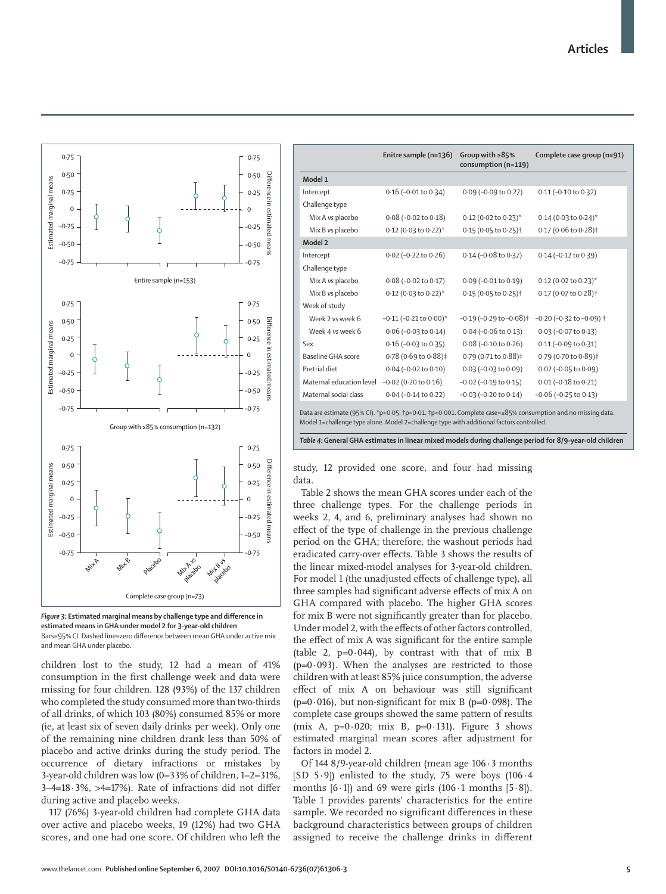*Figure 3:* **Estimated marginal means by challenge type and difference in estimated means in GHA under model 2 for 3-year-old children**
Bars=95% CI. Dashed line=zero difference between mean GHA under active mix and mean GHA under placebo.

children lost to the study, 12 had a mean of 41% consumption in the first challenge week and data were missing for four children. 128 (93%) of the 137 children who completed the study consumed more than two-thirds of all drinks, of which 103 (80%) consumed 85% or more (ie, at least six of seven daily drinks per week). Only one of the remaining nine children drank less than 50% of placebo and active drinks during the study period. The occurrence of dietary infractions or mistakes by 3-year-old children was low (0=33% of children, 1–2=31%, 3–4=18·3%, >4=17%). Rate of infractions did not differ during active and placebo weeks.

117 (76%) 3-year-old children had complete GHA data over active and placebo weeks, 19 (12%) had two GHA scores, and one had one score. Of children who left the study, 12 provided one score, and four had missing data.

| | Enitre sample (n=136) | Group with ≥85% consumption (n=119) | Complete case group (n=91) |
|---|---|---|---|
| **Model 1** | | | |
| Intercept | 0·16 (–0·01 to 0·34) | 0·09 (–0·09 to 0·27) | 0·11 (–0·10 to 0·32) |
| Challenge type | | | |
| Mix A *vs* placebo | 0·08 (–0·02 to 0·18) | 0·12 (0·02 to 0·23)* | 0·14 (0·03 to 0·24)* |
| Mix B *vs* placebo | 0·12 (0·03 to 0·22)* | 0·15 (0·05 to 0·25)† | 0·17 (0·06 to 0·28)† |
| **Model 2** | | | |
| Intercept | 0·02 (–0·22 to 0·26) | 0·14 (–0·08 to 0·37) | 0·14 (–0·12 to 0·39) |
| Challenge type | | | |
| Mix A *vs* placebo | 0·08 (–0·02 to 0·17) | 0·09 (–0·01 to 0·19) | 0·12 (0·02 to 0·23)* |
| Mix B *vs* placebo | 0·12 (0·03 to 0·22)* | 0·15 (0·05 to 0·25)† | 0·17 (0·07 to 0·28)† |
| Week of study | | | |
| Week 2 *vs* week 6 | –0·11 (–0·21 to 0·00)* | –0·19 (–0·29 to –0·08)† | –0·20 (–0·32 to –0·09) † |
| Week 4 *vs* week 6 | 0·06 (–0·03 to 0·14) | 0·04 (–0·06 to 0·13) | 0·03 (–0·07 to 0·13) |
| Sex | 0·16 (–0·03 to 0·35) | 0·08 (–0·10 to 0·26) | 0·11 (–0·09 to 0·31) |
| Baseline GHA score | 0·78 (0·69 to 0·88)‡ | 0·79 (0·71 to 0·88)‡ | 0·79 (0·70 to 0·89)‡ |
| Pretrial diet | 0·04 (–0·02 to 0·10) | 0·03 (–0·03 to 0·09) | 0·02 (–0·05 to 0·09) |
| Maternal education level | –0·02 (0·20 to 0·16) | –0·02 (–0·19 to 0·15) | 0·01 (–0·18 to 0·21) |
| Maternal social class | 0·04 (–0·14 to 0·22) | –0·03 (–0·20 to 0·14) | –0·06 (–0·25 to 0·13) |

Data are estimate (95% CI). *p<0·05. †p<0·01. ‡p<0·001. Complete case=≥85% consumption and no missing data. Model 1=challenge type alone. Model 2=challenge type with additional factors controlled.

*Table 4:* **General GHA estimates in linear mixed models during challenge period for 8/9-year-old children**

Table 2 shows the mean GHA scores under each of the three challenge types. For the challenge periods in weeks 2, 4, and 6, preliminary analyses had shown no effect of the type of challenge in the previous challenge period on the GHA; therefore, the washout periods had eradicated carry-over effects. Table 3 shows the results of the linear mixed-model analyses for 3-year-old children. For model 1 (the unadjusted effects of challenge type), all three samples had significant adverse effects of mix A on GHA compared with placebo. The higher GHA scores for mix B were not significantly greater than for placebo. Under model 2, with the effects of other factors controlled, the effect of mix A was significant for the entire sample (table 2, p=0·044), by contrast with that of mix B (p=0·093). When the analyses are restricted to those children with at least 85% juice consumption, the adverse effect of mix A on behaviour was still significant (p=0·016), but non-significant for mix B (p=0·098). The complete case groups showed the same pattern of results (mix A, p=0·020; mix B, p=0·131). Figure 3 shows estimated marginal mean scores after adjustment for factors in model 2.

Of 144 8/9-year-old children (mean age 106·3 months [SD 5·9]) enlisted to the study, 75 were boys (106·4 months [6·1]) and 69 were girls (106·1 months [5·8]). Table 1 provides parents' characteristics for the entire sample. We recorded no significant differences in these background characteristics between groups of children assigned to receive the challenge drinks in different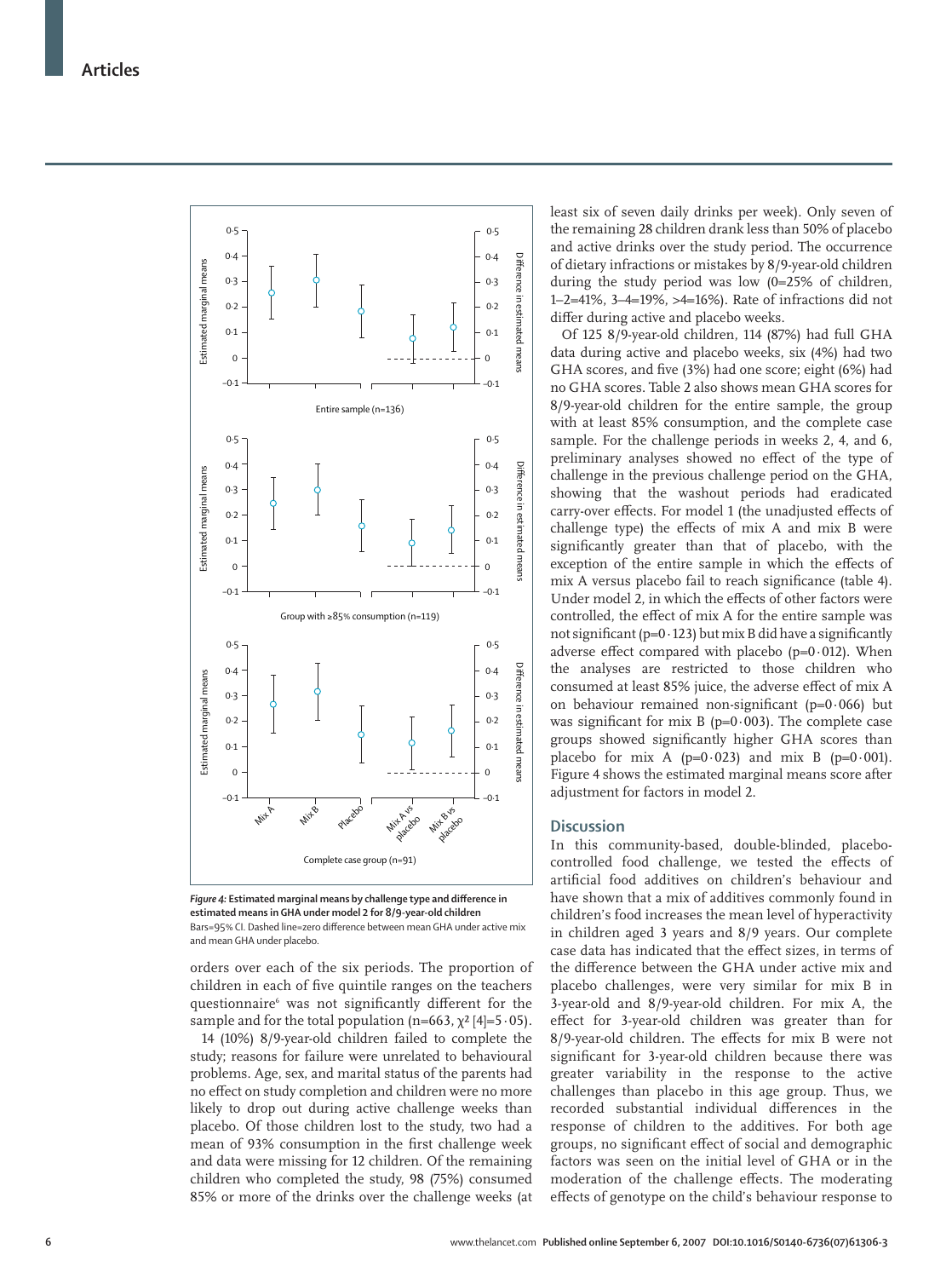*Figure 4:* **Estimated marginal means by challenge type and difference in estimated means in GHA under model 2 for 8/9-year-old children**
Bars=95% CI. Dashed line=zero difference between mean GHA under active mix and mean GHA under placebo.

orders over each of the six periods. The proportion of children in each of five quintile ranges on the teachers questionnaire[6] was not significantly different for the sample and for the total population (n=663, $\chi^2$ [4]=5·05).

14 (10%) 8/9-year-old children failed to complete the study; reasons for failure were unrelated to behavioural problems. Age, sex, and marital status of the parents had no effect on study completion and children were no more likely to drop out during active challenge weeks than placebo. Of those children lost to the study, two had a mean of 93% consumption in the first challenge week and data were missing for 12 children. Of the remaining children who completed the study, 98 (75%) consumed 85% or more of the drinks over the challenge weeks (at least six of seven daily drinks per week). Only seven of the remaining 28 children drank less than 50% of placebo and active drinks over the study period. The occurrence of dietary infractions or mistakes by 8/9-year-old children during the study period was low (0=25% of children, 1–2=41%, 3–4=19%, >4=16%). Rate of infractions did not differ during active and placebo weeks.

Of 125 8/9-year-old children, 114 (87%) had full GHA data during active and placebo weeks, six (4%) had two GHA scores, and five (3%) had one score; eight (6%) had no GHA scores. Table 2 also shows mean GHA scores for 8/9-year-old children for the entire sample, the group with at least 85% consumption, and the complete case sample. For the challenge periods in weeks 2, 4, and 6, preliminary analyses showed no effect of the type of challenge in the previous challenge period on the GHA, showing that the washout periods had eradicated carry-over effects. For model 1 (the unadjusted effects of challenge type) the effects of mix A and mix B were significantly greater than that of placebo, with the exception of the entire sample in which the effects of mix A versus placebo fail to reach significance (table 4). Under model 2, in which the effects of other factors were controlled, the effect of mix A for the entire sample was not significant (p=0·123) but mix B did have a significantly adverse effect compared with placebo (p=0·012). When the analyses are restricted to those children who consumed at least 85% juice, the adverse effect of mix A on behaviour remained non-significant (p=0·066) but was significant for mix B (p=0·003). The complete case groups showed significantly higher GHA scores than placebo for mix A (p=0·023) and mix B (p=0·001). Figure 4 shows the estimated marginal means score after adjustment for factors in model 2.

## Discussion

In this community-based, double-blinded, placebo-controlled food challenge, we tested the effects of artificial food additives on children's behaviour and have shown that a mix of additives commonly found in children's food increases the mean level of hyperactivity in children aged 3 years and 8/9 years. Our complete case data has indicated that the effect sizes, in terms of the difference between the GHA under active mix and placebo challenges, were very similar for mix B in 3-year-old and 8/9-year-old children. For mix A, the effect for 3-year-old children was greater than for 8/9-year-old children. The effects for mix B were not significant for 3-year-old children because there was greater variability in the response to the active challenges than placebo in this age group. Thus, we recorded substantial individual differences in the response of children to the additives. For both age groups, no significant effect of social and demographic factors was seen on the initial level of GHA or in the moderation of the challenge effects. The moderating effects of genotype on the child's behaviour response to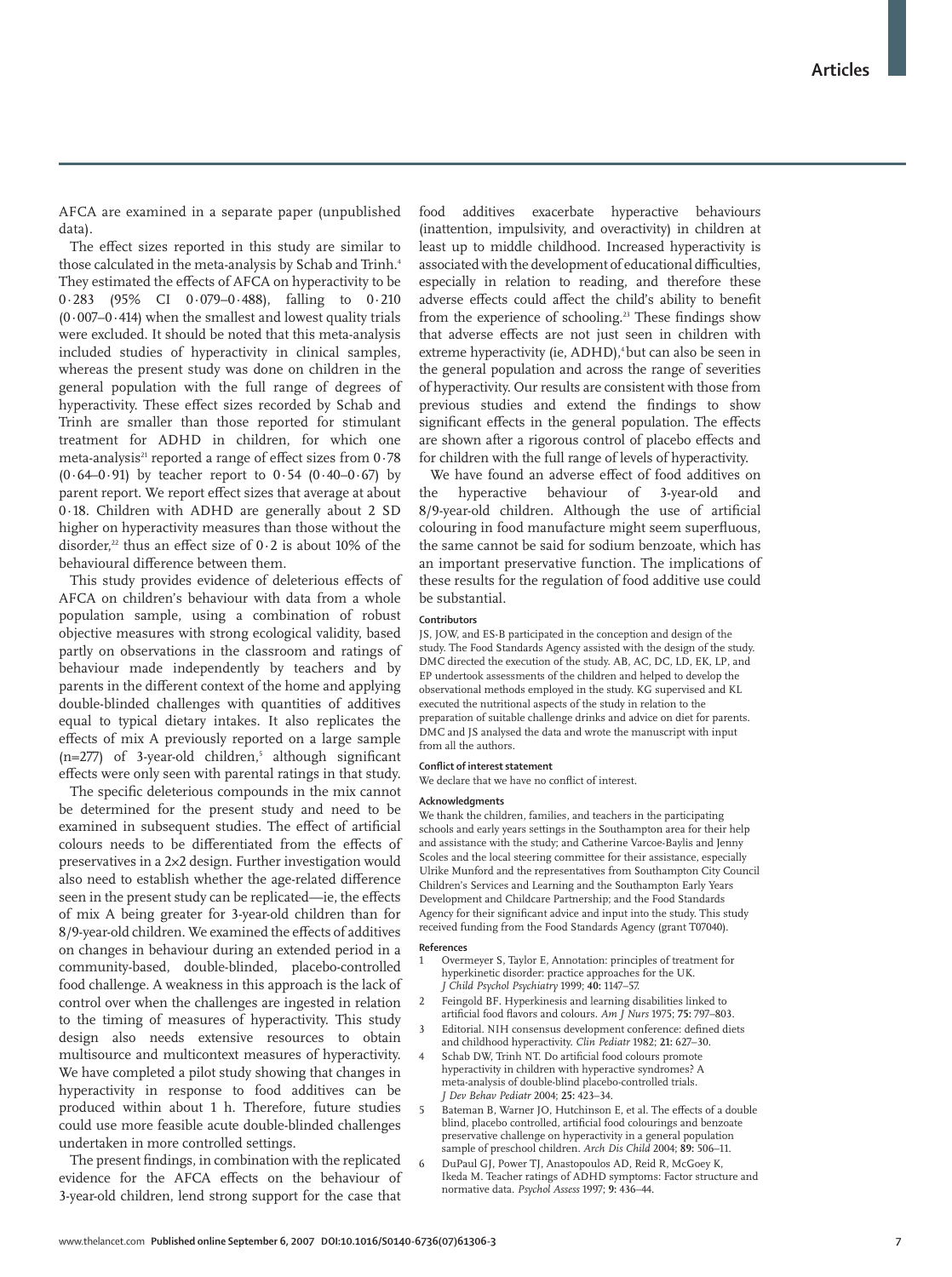AFCA are examined in a separate paper (unpublished data).

The effect sizes reported in this study are similar to those calculated in the meta-analysis by Schab and Trinh.[4] They estimated the effects of AFCA on hyperactivity to be 0·283 (95% CI 0·079–0·488), falling to 0·210 (0·007–0·414) when the smallest and lowest quality trials were excluded. It should be noted that this meta-analysis included studies of hyperactivity in clinical samples, whereas the present study was done on children in the general population with the full range of degrees of hyperactivity. These effect sizes recorded by Schab and Trinh are smaller than those reported for stimulant treatment for ADHD in children, for which one meta-analysis[21] reported a range of effect sizes from 0·78 (0·64–0·91) by teacher report to 0·54 (0·40–0·67) by parent report. We report effect sizes that average at about 0·18. Children with ADHD are generally about 2 SD higher on hyperactivity measures than those without the disorder,[22] thus an effect size of 0·2 is about 10% of the behavioural difference between them.

This study provides evidence of deleterious effects of AFCA on children's behaviour with data from a whole population sample, using a combination of robust objective measures with strong ecological validity, based partly on observations in the classroom and ratings of behaviour made independently by teachers and by parents in the different context of the home and applying double-blinded challenges with quantities of additives equal to typical dietary intakes. It also replicates the effects of mix A previously reported on a large sample (n=277) of 3-year-old children,[5] although significant effects were only seen with parental ratings in that study.

The specific deleterious compounds in the mix cannot be determined for the present study and need to be examined in subsequent studies. The effect of artificial colours needs to be differentiated from the effects of preservatives in a 2×2 design. Further investigation would also need to establish whether the age-related difference seen in the present study can be replicated—ie, the effects of mix A being greater for 3-year-old children than for 8/9-year-old children. We examined the effects of additives on changes in behaviour during an extended period in a community-based, double-blinded, placebo-controlled food challenge. A weakness in this approach is the lack of control over when the challenges are ingested in relation to the timing of measures of hyperactivity. This study design also needs extensive resources to obtain multisource and multicontext measures of hyperactivity. We have completed a pilot study showing that changes in hyperactivity in response to food additives can be produced within about 1 h. Therefore, future studies could use more feasible acute double-blinded challenges undertaken in more controlled settings.

The present findings, in combination with the replicated evidence for the AFCA effects on the behaviour of 3-year-old children, lend strong support for the case that food additives exacerbate hyperactive behaviours (inattention, impulsivity, and overactivity) in children at least up to middle childhood. Increased hyperactivity is associated with the development of educational difficulties, especially in relation to reading, and therefore these adverse effects could affect the child's ability to benefit from the experience of schooling.[23] These findings show that adverse effects are not just seen in children with extreme hyperactivity (ie, ADHD),[4] but can also be seen in the general population and across the range of severities of hyperactivity. Our results are consistent with those from previous studies and extend the findings to show significant effects in the general population. The effects are shown after a rigorous control of placebo effects and for children with the full range of levels of hyperactivity.

We have found an adverse effect of food additives on the hyperactive behaviour of 3-year-old and 8/9-year-old children. Although the use of artificial colouring in food manufacture might seem superfluous, the same cannot be said for sodium benzoate, which has an important preservative function. The implications of these results for the regulation of food additive use could be substantial.

#### Contributors

JS, JOW, and ES-B participated in the conception and design of the study. The Food Standards Agency assisted with the design of the study. DMC directed the execution of the study. AB, AC, DC, LD, EK, LP, and EP undertook assessments of the children and helped to develop the observational methods employed in the study. KG supervised and KL executed the nutritional aspects of the study in relation to the preparation of suitable challenge drinks and advice on diet for parents. DMC and JS analysed the data and wrote the manuscript with input from all the authors.

#### Conflict of interest statement

We declare that we have no conflict of interest.

#### Acknowledgments

We thank the children, families, and teachers in the participating schools and early years settings in the Southampton area for their help and assistance with the study; and Catherine Varcoe-Baylis and Jenny Scoles and the local steering committee for their assistance, especially Ulrike Munford and the representatives from Southampton City Council Children's Services and Learning and the Southampton Early Years Development and Childcare Partnership; and the Food Standards Agency for their significant advice and input into the study. This study received funding from the Food Standards Agency (grant T07040).

#### References

1. Overmeyer S, Taylor E, Annotation: principles of treatment for hyperkinetic disorder: practice approaches for the UK. *J Child Psychol Psychiatry* 1999; **40:** 1147–57.
2. Feingold BF. Hyperkinesis and learning disabilities linked to artificial food flavors and colours. *Am J Nurs* 1975; **75:** 797–803.
3. Editorial. NIH consensus development conference: defined diets and childhood hyperactivity. *Clin Pediatr* 1982; **21:** 627–30.
4. Schab DW, Trinh NT. Do artificial food colours promote hyperactivity in children with hyperactive syndromes? A meta-analysis of double-blind placebo-controlled trials. *J Dev Behav Pediatr* 2004; **25:** 423–34.
5. Bateman B, Warner JO, Hutchinson E, et al. The effects of a double blind, placebo controlled, artificial food colourings and benzoate preservative challenge on hyperactivity in a general population sample of preschool children. *Arch Dis Child* 2004; **89:** 506–11.
6. DuPaul GJ, Power TJ, Anastopoulos AD, Reid R, McGoey K, Ikeda M. Teacher ratings of ADHD symptoms: Factor structure and normative data. *Psychol Assess* 1997; **9:** 436–44.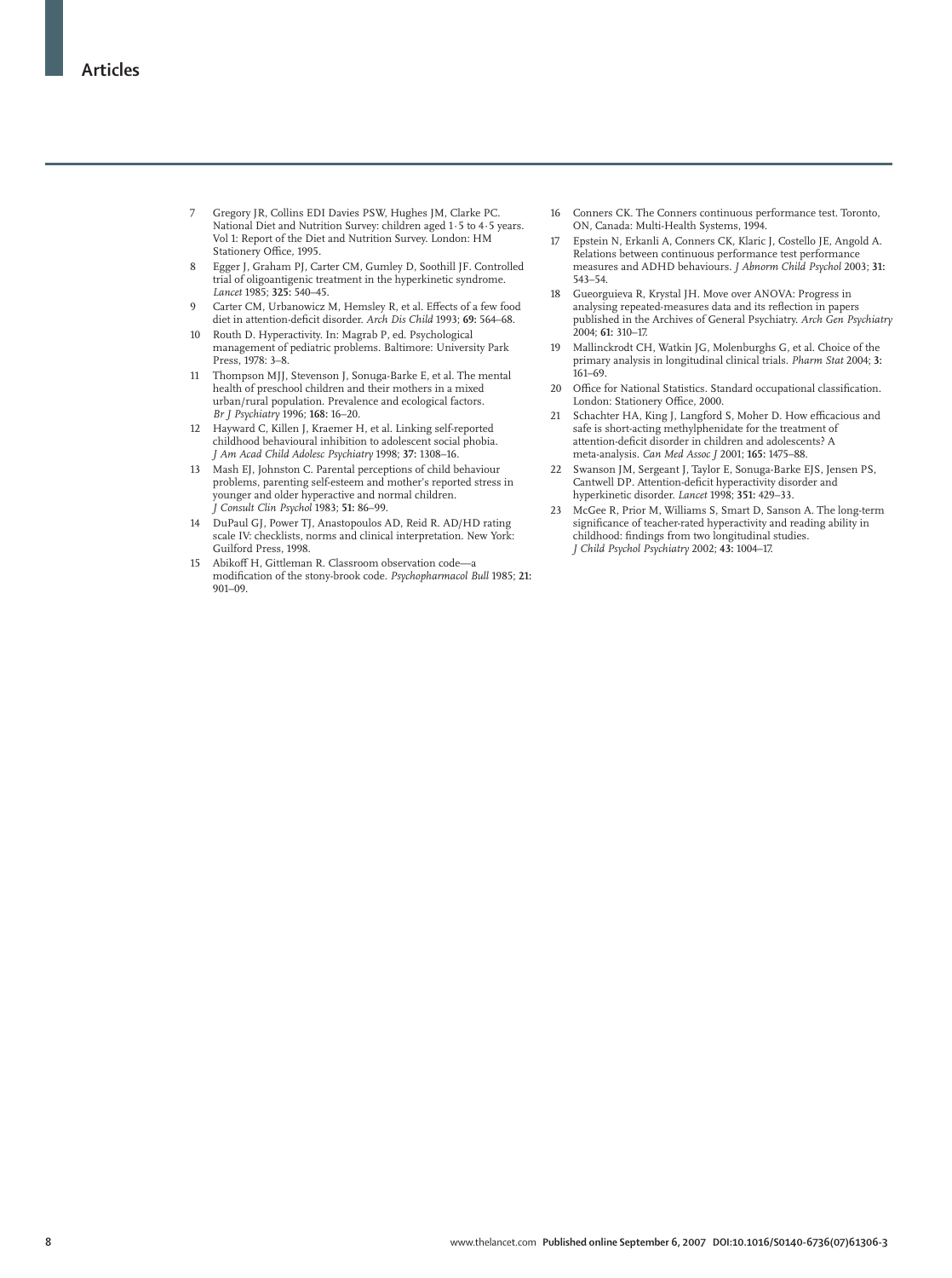7. Gregory JR, Collins EDI Davies PSW, Hughes JM, Clarke PC. National Diet and Nutrition Survey: children aged 1·5 to 4·5 years. Vol 1: Report of the Diet and Nutrition Survey. London: HM Stationery Office, 1995.
8. Egger J, Graham PJ, Carter CM, Gumley D, Soothill JF. Controlled trial of oligoantigenic treatment in the hyperkinetic syndrome. *Lancet* 1985; **325:** 540–45.
9. Carter CM, Urbanowicz M, Hemsley R, et al. Effects of a few food diet in attention-deficit disorder. *Arch Dis Child* 1993; **69:** 564–68.
10. Routh D. Hyperactivity. In: Magrab P, ed. Psychological management of pediatric problems. Baltimore: University Park Press, 1978: 3–8.
11. Thompson MJJ, Stevenson J, Sonuga-Barke E, et al. The mental health of preschool children and their mothers in a mixed urban/rural population. Prevalence and ecological factors. *Br J Psychiatry* 1996; **168:** 16–20.
12. Hayward C, Killen J, Kraemer H, et al. Linking self-reported childhood behavioural inhibition to adolescent social phobia. *J Am Acad Child Adolesc Psychiatry* 1998; **37:** 1308–16.
13. Mash EJ, Johnston C. Parental perceptions of child behaviour problems, parenting self-esteem and mother's reported stress in younger and older hyperactive and normal children. *J Consult Clin Psychol* 1983; **51:** 86–99.
14. DuPaul GJ, Power TJ, Anastopoulos AD, Reid R. AD/HD rating scale IV: checklists, norms and clinical interpretation. New York: Guilford Press, 1998.
15. Abikoff H, Gittleman R. Classroom observation code—a modification of the stony-brook code. *Psychopharmacol Bull* 1985; **21:** 901–09.
16. Conners CK. The Conners continuous performance test. Toronto, ON, Canada: Multi-Health Systems, 1994.
17. Epstein N, Erkanli A, Conners CK, Klaric J, Costello JE, Angold A. Relations between continuous performance test performance measures and ADHD behaviours. *J Abnorm Child Psychol* 2003; **31:** 543–54.
18. Gueorguieva R, Krystal JH. Move over ANOVA: Progress in analysing repeated-measures data and its reflection in papers published in the Archives of General Psychiatry. *Arch Gen Psychiatry* 2004; **61:** 310–17.
19. Mallinckrodt CH, Watkin JG, Molenburghs G, et al. Choice of the primary analysis in longitudinal clinical trials. *Pharm Stat* 2004; **3:** 161–69.
20. Office for National Statistics. Standard occupational classification. London: Stationery Office, 2000.
21. Schachter HA, King J, Langford S, Moher D. How efficacious and safe is short-acting methylphenidate for the treatment of attention-deficit disorder in children and adolescents? A meta-analysis. *Can Med Assoc J* 2001; **165:** 1475–88.
22. Swanson JM, Sergeant J, Taylor E, Sonuga-Barke EJS, Jensen PS, Cantwell DP. Attention-deficit hyperactivity disorder and hyperkinetic disorder. *Lancet* 1998; **351:** 429–33.
23. McGee R, Prior M, Williams S, Smart D, Sanson A. The long-term significance of teacher-rated hyperactivity and reading ability in childhood: findings from two longitudinal studies. *J Child Psychol Psychiatry* 2002; **43:** 1004–17.